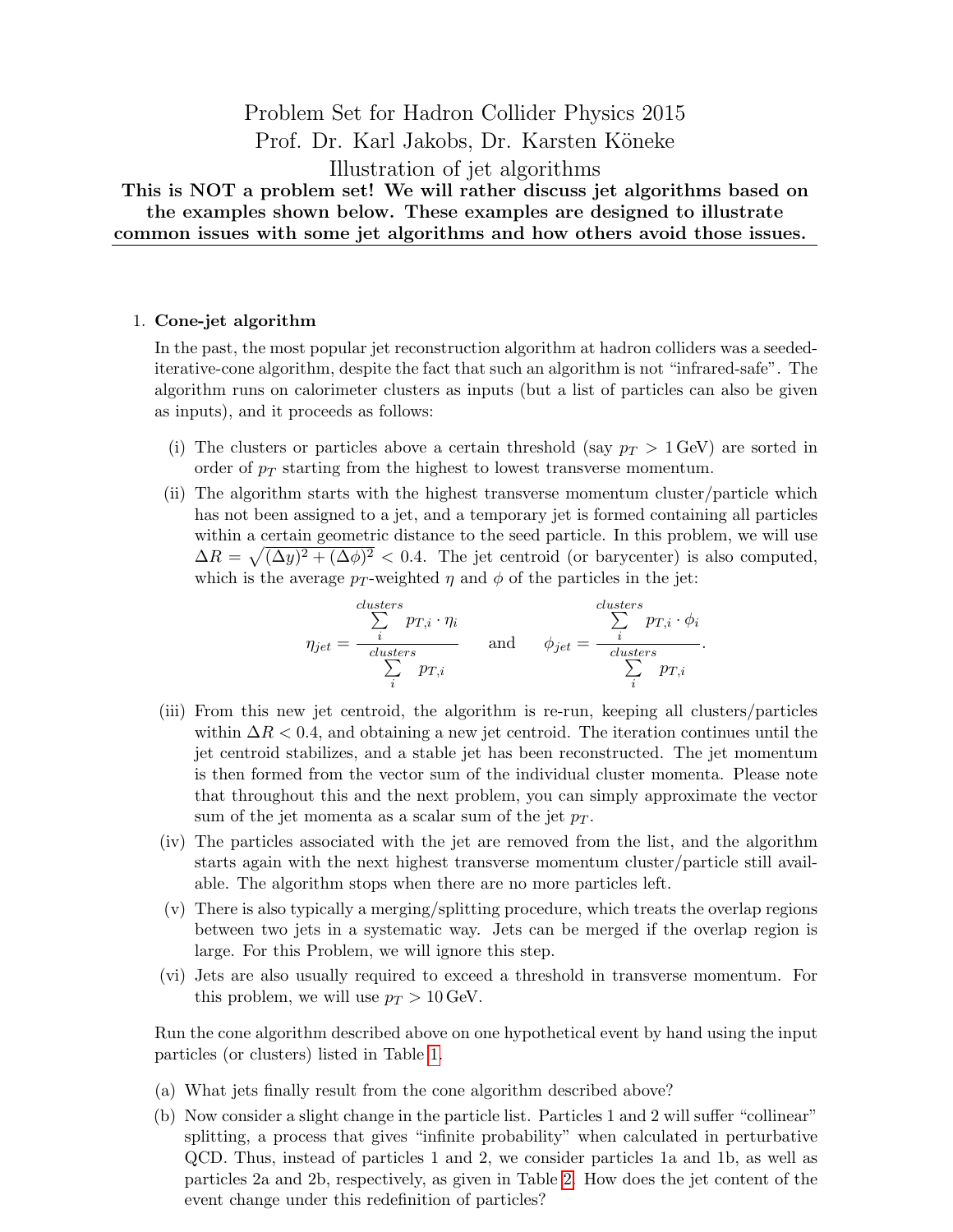Problem Set for Hadron Collider Physics 2015
Prof. Dr. Karl Jakobs, Dr. Karsten Köneke
Illustration of jet algorithms

**This is NOT a problem set! We will rather discuss jet algorithms based on the examples shown below. These examples are designed to illustrate common issues with some jet algorithms and how others avoid those issues.**

1. **Cone-jet algorithm**

   In the past, the most popular jet reconstruction algorithm at hadron colliders was a seeded-iterative-cone algorithm, despite the fact that such an algorithm is not "infrared-safe". The algorithm runs on calorimeter clusters as inputs (but a list of particles can also be given as inputs), and it proceeds as follows:

   (i) The clusters or particles above a certain threshold (say $p_T > 1\,\text{GeV}$) are sorted in order of $p_T$ starting from the highest to lowest transverse momentum.

   (ii) The algorithm starts with the highest transverse momentum cluster/particle which has not been assigned to a jet, and a temporary jet is formed containing all particles within a certain geometric distance to the seed particle. In this problem, we will use $\Delta R = \sqrt{(\Delta y)^2 + (\Delta\phi)^2} < 0.4$. The jet centroid (or barycenter) is also computed, which is the average $p_T$-weighted $\eta$ and $\phi$ of the particles in the jet:

   $$\eta_{jet} = \frac{\sum_i^{clusters} p_{T,i} \cdot \eta_i}{\sum_i^{clusters} p_{T,i}} \quad \text{and} \quad \phi_{jet} = \frac{\sum_i^{clusters} p_{T,i} \cdot \phi_i}{\sum_i^{clusters} p_{T,i}}.$$

   (iii) From this new jet centroid, the algorithm is re-run, keeping all clusters/particles within $\Delta R < 0.4$, and obtaining a new jet centroid. The iteration continues until the jet centroid stabilizes, and a stable jet has been reconstructed. The jet momentum is then formed from the vector sum of the individual cluster momenta. Please note that throughout this and the next problem, you can simply approximate the vector sum of the jet momenta as a scalar sum of the jet $p_T$.

   (iv) The particles associated with the jet are removed from the list, and the algorithm starts again with the next highest transverse momentum cluster/particle still available. The algorithm stops when there are no more particles left.

   (v) There is also typically a merging/splitting procedure, which treats the overlap regions between two jets in a systematic way. Jets can be merged if the overlap region is large. For this Problem, we will ignore this step.

   (vi) Jets are also usually required to exceed a threshold in transverse momentum. For this problem, we will use $p_T > 10\,\text{GeV}$.

   Run the cone algorithm described above on one hypothetical event by hand using the input particles (or clusters) listed in Table 1.

   (a) What jets finally result from the cone algorithm described above?

   (b) Now consider a slight change in the particle list. Particles 1 and 2 will suffer "collinear" splitting, a process that gives "infinite probability" when calculated in perturbative QCD. Thus, instead of particles 1 and 2, we consider particles 1a and 1b, as well as particles 2a and 2b, respectively, as given in Table 2. How does the jet content of the event change under this redefinition of particles?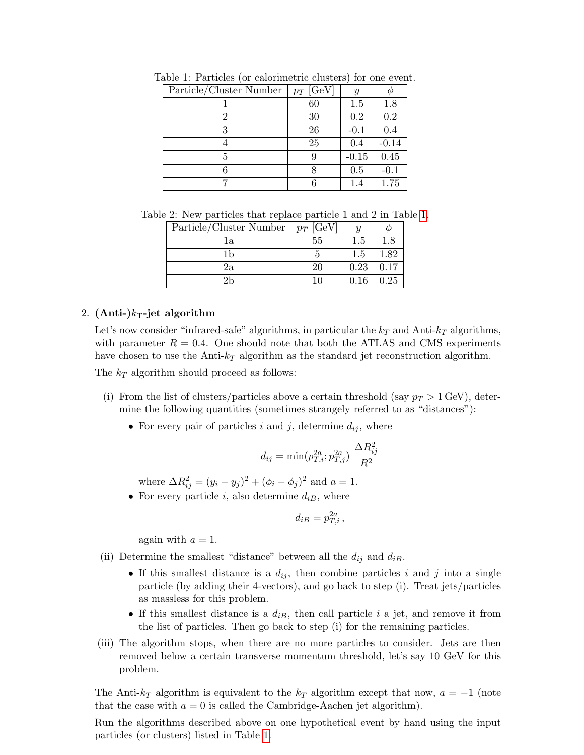Table 1: Particles (or calorimetric clusters) for one event.

| Particle/Cluster Number | $p_T$ [GeV] | $y$ | $\phi$ |
|---|---|---|---|
| 1 | 60 | 1.5 | 1.8 |
| 2 | 30 | 0.2 | 0.2 |
| 3 | 26 | -0.1 | 0.4 |
| 4 | 25 | 0.4 | -0.14 |
| 5 | 9 | -0.15 | 0.45 |
| 6 | 8 | 0.5 | -0.1 |
| 7 | 6 | 1.4 | 1.75 |

Table 2: New particles that replace particle 1 and 2 in Table 1.

| Particle/Cluster Number | $p_T$ [GeV] | $y$ | $\phi$ |
|---|---|---|---|
| 1a | 55 | 1.5 | 1.8 |
| 1b | 5 | 1.5 | 1.82 |
| 2a | 20 | 0.23 | 0.17 |
| 2b | 10 | 0.16 | 0.25 |

2. **(Anti-)$k_\mathrm{T}$-jet algorithm**

Let's now consider "infrared-safe" algorithms, in particular the $k_T$ and Anti-$k_T$ algorithms, with parameter $R = 0.4$. One should note that both the ATLAS and CMS experiments have chosen to use the Anti-$k_T$ algorithm as the standard jet reconstruction algorithm.

The $k_T$ algorithm should proceed as follows:

(i) From the list of clusters/particles above a certain threshold (say $p_T > 1\,\mathrm{GeV}$), determine the following quantities (sometimes strangely referred to as "distances"):

- For every pair of particles $i$ and $j$, determine $d_{ij}$, where

$$d_{ij} = \min(p_{T,i}^{2a}; p_{T,j}^{2a})\ \frac{\Delta R_{ij}^2}{R^2}$$

where $\Delta R_{ij}^2 = (y_i - y_j)^2 + (\phi_i - \phi_j)^2$ and $a = 1$.

- For every particle $i$, also determine $d_{iB}$, where

$$d_{iB} = p_{T,i}^{2a},$$

again with $a = 1$.

(ii) Determine the smallest "distance" between all the $d_{ij}$ and $d_{iB}$.

- If this smallest distance is a $d_{ij}$, then combine particles $i$ and $j$ into a single particle (by adding their 4-vectors), and go back to step (i). Treat jets/particles as massless for this problem.
- If this smallest distance is a $d_{iB}$, then call particle $i$ a jet, and remove it from the list of particles. Then go back to step (i) for the remaining particles.

(iii) The algorithm stops, when there are no more particles to consider. Jets are then removed below a certain transverse momentum threshold, let's say 10 GeV for this problem.

The Anti-$k_T$ algorithm is equivalent to the $k_T$ algorithm except that now, $a = -1$ (note that the case with $a = 0$ is called the Cambridge-Aachen jet algorithm).

Run the algorithms described above on one hypothetical event by hand using the input particles (or clusters) listed in Table 1.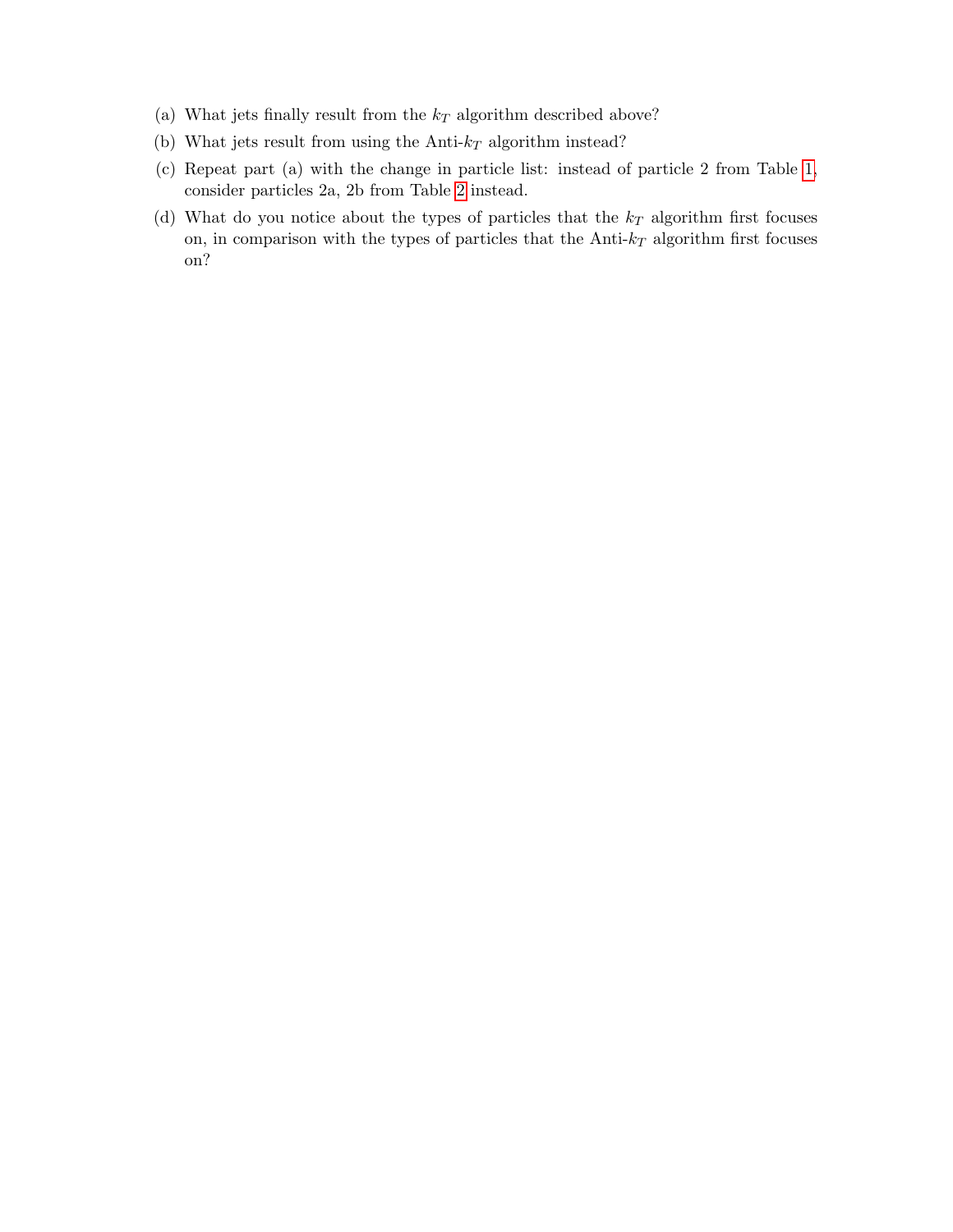(a) What jets finally result from the $k_T$ algorithm described above?

(b) What jets result from using the Anti-$k_T$ algorithm instead?

(c) Repeat part (a) with the change in particle list: instead of particle 2 from Table 1, consider particles 2a, 2b from Table 2 instead.

(d) What do you notice about the types of particles that the $k_T$ algorithm first focuses on, in comparison with the types of particles that the Anti-$k_T$ algorithm first focuses on?